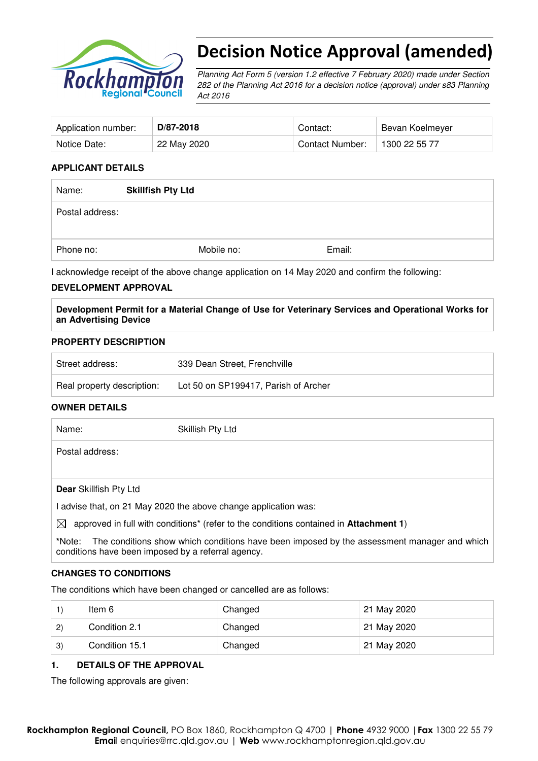# Decision Notice Approval (amended)

*Planning Act Form 5 (version 1.2 effective 7 February 2020) made under Section 282 of the Planning Act 2016 for a decision notice (approval) under s83 Planning Act 2016*

| Application number: | **D/87-2018** | Contact: | Bevan Koelmeyer |
|---|---|---|---|
| Notice Date: | 22 May 2020 | Contact Number: | 1300 22 55 77 |

## APPLICANT DETAILS

| Name: | **Skillfish Pty Ltd** | |
|---|---|---|
| Postal address: | | |
| Phone no: | Mobile no: | Email: |

I acknowledge receipt of the above change application on 14 May 2020 and confirm the following:

## DEVELOPMENT APPROVAL

**Development Permit for a Material Change of Use for Veterinary Services and Operational Works for an Advertising Device**

## PROPERTY DESCRIPTION

| Street address: | 339 Dean Street, Frenchville |
|---|---|
| Real property description: | Lot 50 on SP199417, Parish of Archer |

## OWNER DETAILS

| Name: | Skillish Pty Ltd |
|---|---|
| Postal address: | |

**Dear** Skillfish Pty Ltd

I advise that, on 21 May 2020 the above change application was:

☒ approved in full with conditions* (refer to the conditions contained in **Attachment 1**)

*Note: The conditions show which conditions have been imposed by the assessment manager and which conditions have been imposed by a referral agency.

## CHANGES TO CONDITIONS

The conditions which have been changed or cancelled are as follows:

| | | | |
|---|---|---|---|
| 1) | Item 6 | Changed | 21 May 2020 |
| 2) | Condition 2.1 | Changed | 21 May 2020 |
| 3) | Condition 15.1 | Changed | 21 May 2020 |

## 1. DETAILS OF THE APPROVAL

The following approvals are given: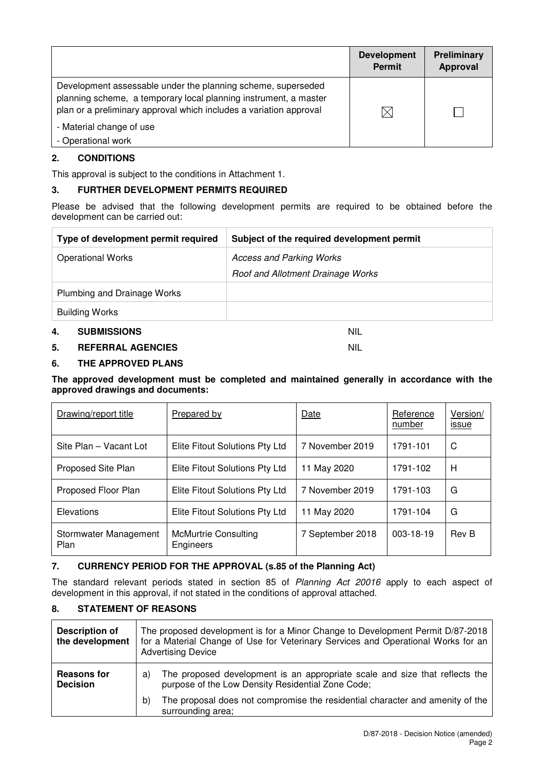| | Development Permit | Preliminary Approval |
|---|---|---|
| Development assessable under the planning scheme, superseded planning scheme, a temporary local planning instrument, a master plan or a preliminary approval which includes a variation approval<br>- Material change of use<br>- Operational work | ☒ | ☐ |

## 2. CONDITIONS

This approval is subject to the conditions in Attachment 1.

## 3. FURTHER DEVELOPMENT PERMITS REQUIRED

Please be advised that the following development permits are required to be obtained before the development can be carried out:

| Type of development permit required | Subject of the required development permit |
|---|---|
| Operational Works | *Access and Parking Works*<br>*Roof and Allotment Drainage Works* |
| Plumbing and Drainage Works | |
| Building Works | |

## 4. SUBMISSIONS

NIL

## 5. REFERRAL AGENCIES

NIL

## 6. THE APPROVED PLANS

**The approved development must be completed and maintained generally in accordance with the approved drawings and documents:**

| Drawing/report title | Prepared by | Date | Reference number | Version/ issue |
|---|---|---|---|---|
| Site Plan – Vacant Lot | Elite Fitout Solutions Pty Ltd | 7 November 2019 | 1791-101 | C |
| Proposed Site Plan | Elite Fitout Solutions Pty Ltd | 11 May 2020 | 1791-102 | H |
| Proposed Floor Plan | Elite Fitout Solutions Pty Ltd | 7 November 2019 | 1791-103 | G |
| Elevations | Elite Fitout Solutions Pty Ltd | 11 May 2020 | 1791-104 | G |
| Stormwater Management Plan | McMurtrie Consulting Engineers | 7 September 2018 | 003-18-19 | Rev B |

## 7. CURRENCY PERIOD FOR THE APPROVAL (s.85 of the Planning Act)

The standard relevant periods stated in section 85 of *Planning Act 20016* apply to each aspect of development in this approval, if not stated in the conditions of approval attached.

## 8. STATEMENT OF REASONS

| | |
|---|---|
| **Description of the development** | The proposed development is for a Minor Change to Development Permit D/87-2018 for a Material Change of Use for Veterinary Services and Operational Works for an Advertising Device |
| **Reasons for Decision** | a) The proposed development is an appropriate scale and size that reflects the purpose of the Low Density Residential Zone Code;<br>b) The proposal does not compromise the residential character and amenity of the surrounding area; |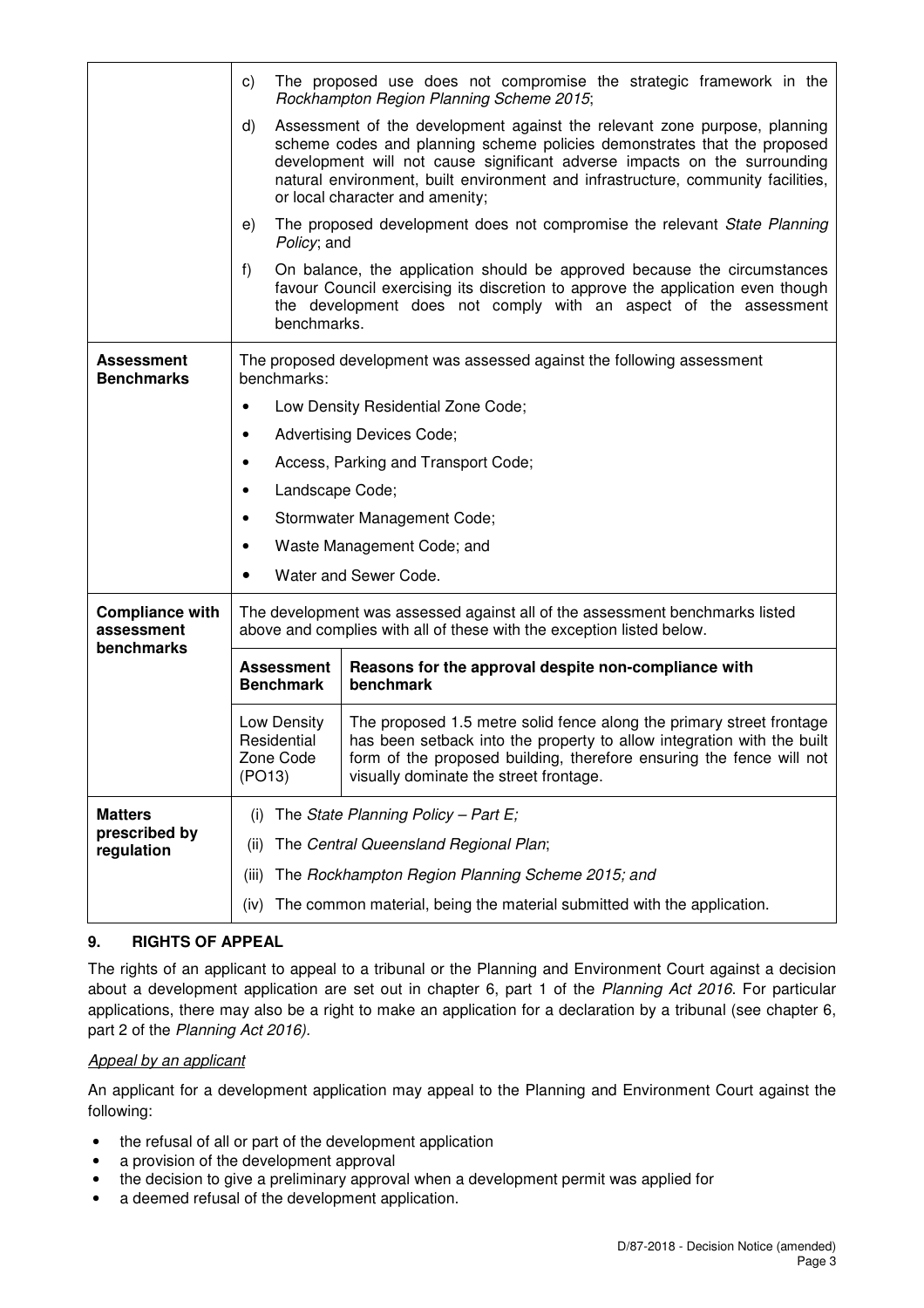| | |
|---|---|
| | c) The proposed use does not compromise the strategic framework in the *Rockhampton Region Planning Scheme 2015*;<br>d) Assessment of the development against the relevant zone purpose, planning scheme codes and planning scheme policies demonstrates that the proposed development will not cause significant adverse impacts on the surrounding natural environment, built environment and infrastructure, community facilities, or local character and amenity;<br>e) The proposed development does not compromise the relevant *State Planning Policy*; and<br>f) On balance, the application should be approved because the circumstances favour Council exercising its discretion to approve the application even though the development does not comply with an aspect of the assessment benchmarks. |
| **Assessment Benchmarks** | The proposed development was assessed against the following assessment benchmarks:<br>• Low Density Residential Zone Code;<br>• Advertising Devices Code;<br>• Access, Parking and Transport Code;<br>• Landscape Code;<br>• Stormwater Management Code;<br>• Waste Management Code; and<br>• Water and Sewer Code. |
| **Compliance with assessment benchmarks** | The development was assessed against all of the assessment benchmarks listed above and complies with all of these with the exception listed below.<br><br>**Assessment Benchmark**: Low Density Residential Zone Code (PO13)<br>**Reasons for the approval despite non-compliance with benchmark**: The proposed 1.5 metre solid fence along the primary street frontage has been setback into the property to allow integration with the built form of the proposed building, therefore ensuring the fence will not visually dominate the street frontage. |
| **Matters prescribed by regulation** | (i) The *State Planning Policy – Part E;*<br>(ii) The *Central Queensland Regional Plan*;<br>(iii) The *Rockhampton Region Planning Scheme 2015; and*<br>(iv) The common material, being the material submitted with the application. |

## 9. RIGHTS OF APPEAL

The rights of an applicant to appeal to a tribunal or the Planning and Environment Court against a decision about a development application are set out in chapter 6, part 1 of the *Planning Act 2016*. For particular applications, there may also be a right to make an application for a declaration by a tribunal (see chapter 6, part 2 of the *Planning Act 2016).*

*Appeal by an applicant*

An applicant for a development application may appeal to the Planning and Environment Court against the following:

- the refusal of all or part of the development application
- a provision of the development approval
- the decision to give a preliminary approval when a development permit was applied for
- a deemed refusal of the development application.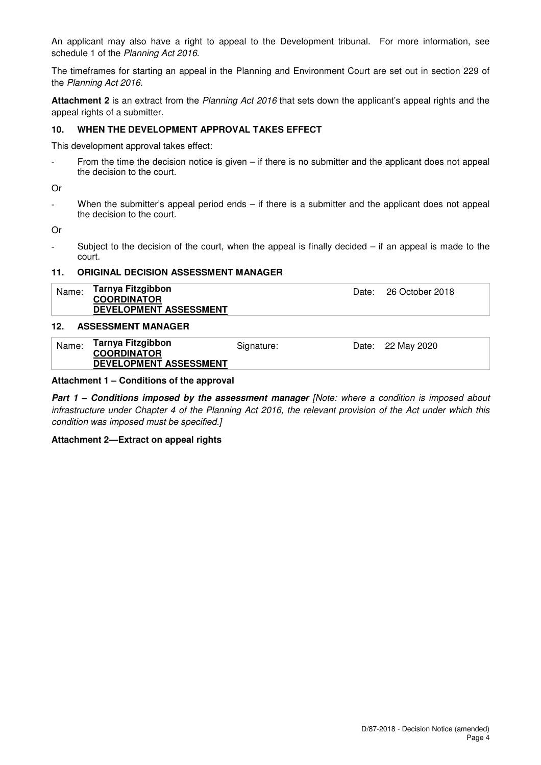An applicant may also have a right to appeal to the Development tribunal. For more information, see schedule 1 of the *Planning Act 2016*.

The timeframes for starting an appeal in the Planning and Environment Court are set out in section 229 of the *Planning Act 2016*.

**Attachment 2** is an extract from the *Planning Act 2016* that sets down the applicant's appeal rights and the appeal rights of a submitter.

## 10. WHEN THE DEVELOPMENT APPROVAL TAKES EFFECT

This development approval takes effect:

- From the time the decision notice is given – if there is no submitter and the applicant does not appeal the decision to the court.

Or

- When the submitter's appeal period ends – if there is a submitter and the applicant does not appeal the decision to the court.

Or

- Subject to the decision of the court, when the appeal is finally decided – if an appeal is made to the court.

## 11. ORIGINAL DECISION ASSESSMENT MANAGER

| Name: | **Tarnya Fitzgibbon** **COORDINATOR** **DEVELOPMENT ASSESSMENT** | Date: | 26 October 2018 |
|---|---|---|---|

## 12. ASSESSMENT MANAGER

| Name: | **Tarnya Fitzgibbon** **COORDINATOR** **DEVELOPMENT ASSESSMENT** | Signature: | Date: | 22 May 2020 |
|---|---|---|---|---|

**Attachment 1 – Conditions of the approval**

***Part 1 – Conditions imposed by the assessment manager*** *[Note: where a condition is imposed about infrastructure under Chapter 4 of the Planning Act 2016, the relevant provision of the Act under which this condition was imposed must be specified.]*

**Attachment 2—Extract on appeal rights**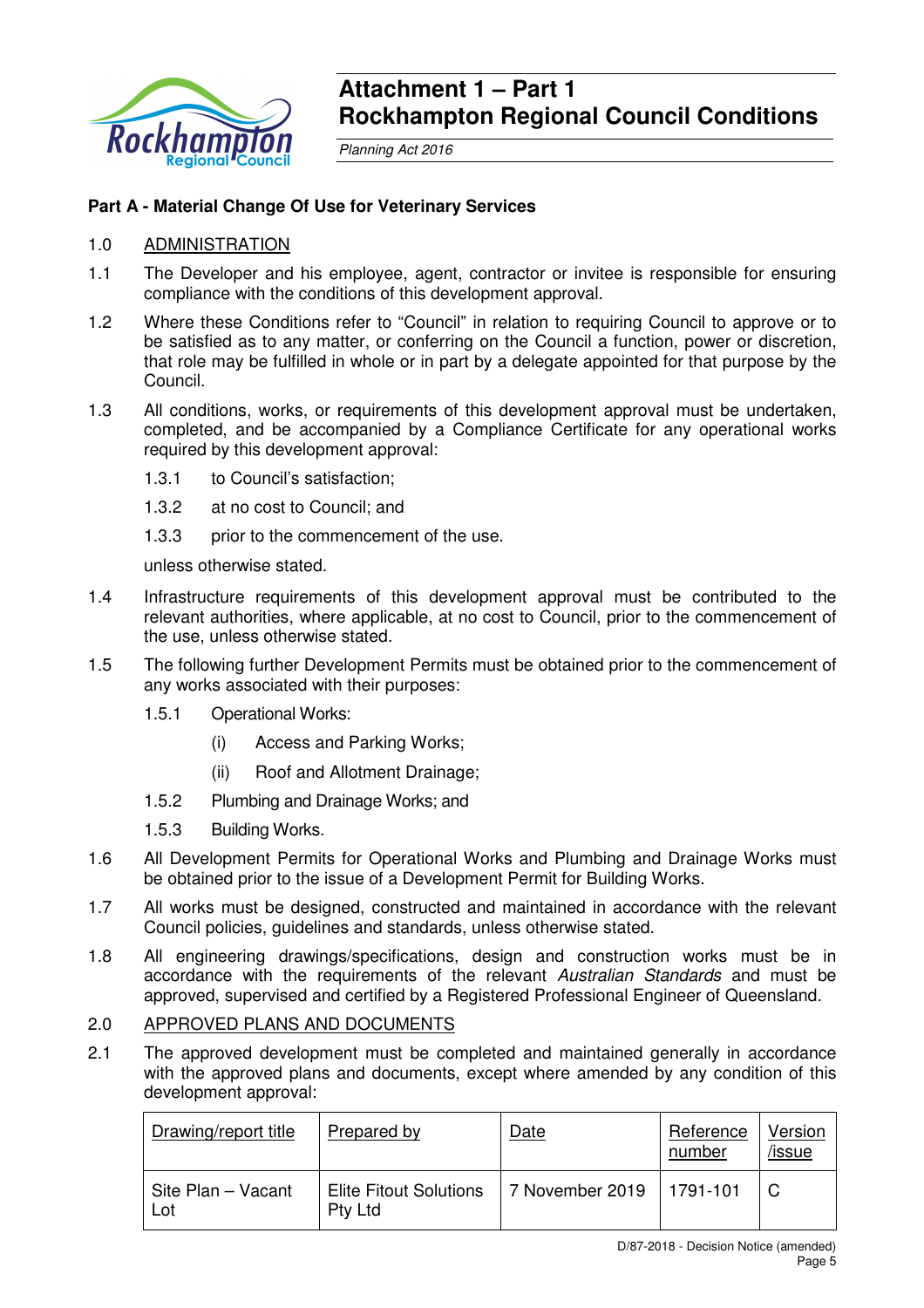# Attachment 1 – Part 1
# Rockhampton Regional Council Conditions

*Planning Act 2016*

**Part A - Material Change Of Use for Veterinary Services**

1.0 ADMINISTRATION

1.1 The Developer and his employee, agent, contractor or invitee is responsible for ensuring compliance with the conditions of this development approval.

1.2 Where these Conditions refer to "Council" in relation to requiring Council to approve or to be satisfied as to any matter, or conferring on the Council a function, power or discretion, that role may be fulfilled in whole or in part by a delegate appointed for that purpose by the Council.

1.3 All conditions, works, or requirements of this development approval must be undertaken, completed, and be accompanied by a Compliance Certificate for any operational works required by this development approval:

1.3.1 to Council's satisfaction;

1.3.2 at no cost to Council; and

1.3.3 prior to the commencement of the use.

unless otherwise stated.

1.4 Infrastructure requirements of this development approval must be contributed to the relevant authorities, where applicable, at no cost to Council, prior to the commencement of the use, unless otherwise stated.

1.5 The following further Development Permits must be obtained prior to the commencement of any works associated with their purposes:

1.5.1 Operational Works:

(i) Access and Parking Works;

(ii) Roof and Allotment Drainage;

1.5.2 Plumbing and Drainage Works; and

1.5.3 Building Works.

1.6 All Development Permits for Operational Works and Plumbing and Drainage Works must be obtained prior to the issue of a Development Permit for Building Works.

1.7 All works must be designed, constructed and maintained in accordance with the relevant Council policies, guidelines and standards, unless otherwise stated.

1.8 All engineering drawings/specifications, design and construction works must be in accordance with the requirements of the relevant *Australian Standards* and must be approved, supervised and certified by a Registered Professional Engineer of Queensland.

2.0 APPROVED PLANS AND DOCUMENTS

2.1 The approved development must be completed and maintained generally in accordance with the approved plans and documents, except where amended by any condition of this development approval:

| Drawing/report title | Prepared by | Date | Reference number | Version /issue |
|---|---|---|---|---|
| Site Plan – Vacant Lot | Elite Fitout Solutions Pty Ltd | 7 November 2019 | 1791-101 | C |

D/87-2018 - Decision Notice (amended)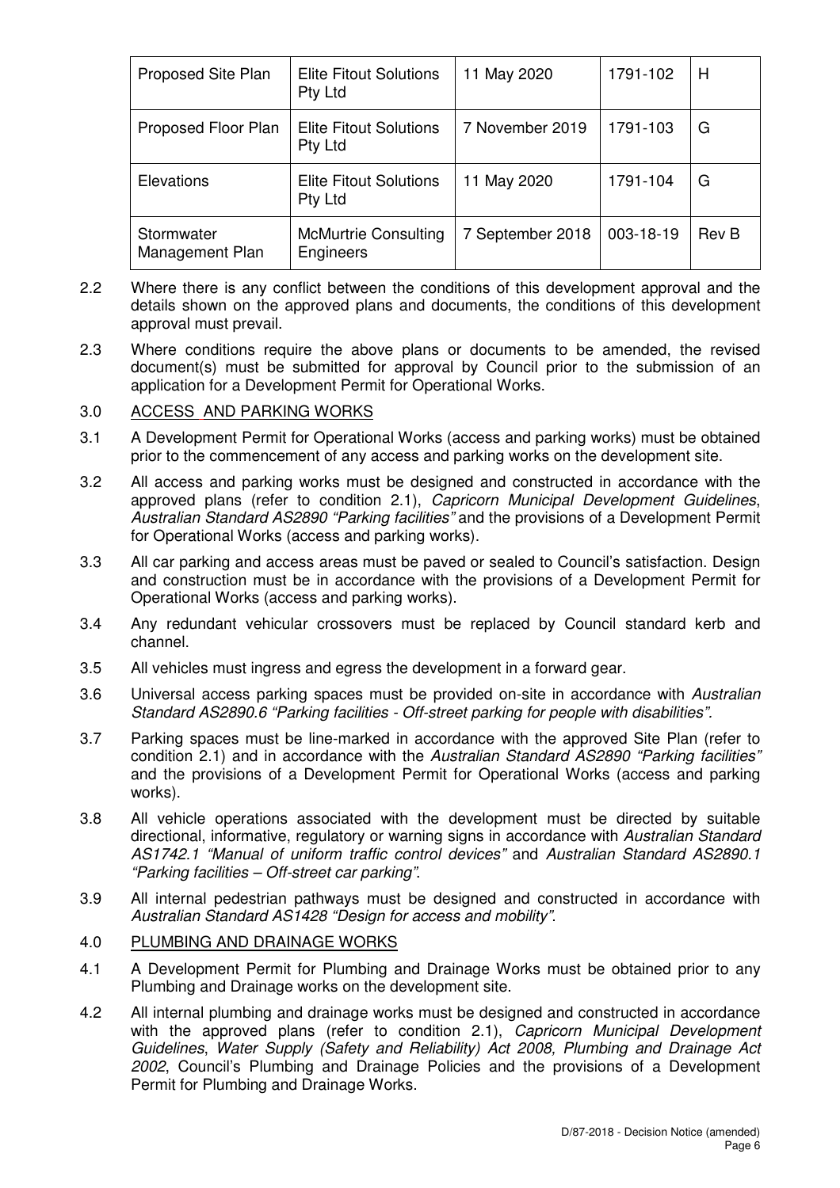| Proposed Site Plan | Elite Fitout Solutions Pty Ltd | 11 May 2020 | 1791-102 | H |
|---|---|---|---|---|
| Proposed Floor Plan | Elite Fitout Solutions Pty Ltd | 7 November 2019 | 1791-103 | G |
| Elevations | Elite Fitout Solutions Pty Ltd | 11 May 2020 | 1791-104 | G |
| Stormwater Management Plan | McMurtrie Consulting Engineers | 7 September 2018 | 003-18-19 | Rev B |

2.2 Where there is any conflict between the conditions of this development approval and the details shown on the approved plans and documents, the conditions of this development approval must prevail.

2.3 Where conditions require the above plans or documents to be amended, the revised document(s) must be submitted for approval by Council prior to the submission of an application for a Development Permit for Operational Works.

3.0 ACCESS AND PARKING WORKS

3.1 A Development Permit for Operational Works (access and parking works) must be obtained prior to the commencement of any access and parking works on the development site.

3.2 All access and parking works must be designed and constructed in accordance with the approved plans (refer to condition 2.1), *Capricorn Municipal Development Guidelines*, *Australian Standard AS2890 "Parking facilities"* and the provisions of a Development Permit for Operational Works (access and parking works).

3.3 All car parking and access areas must be paved or sealed to Council's satisfaction. Design and construction must be in accordance with the provisions of a Development Permit for Operational Works (access and parking works).

3.4 Any redundant vehicular crossovers must be replaced by Council standard kerb and channel.

3.5 All vehicles must ingress and egress the development in a forward gear.

3.6 Universal access parking spaces must be provided on-site in accordance with *Australian Standard AS2890.6 "Parking facilities - Off-street parking for people with disabilities"*.

3.7 Parking spaces must be line-marked in accordance with the approved Site Plan (refer to condition 2.1) and in accordance with the *Australian Standard AS2890 "Parking facilities"* and the provisions of a Development Permit for Operational Works (access and parking works).

3.8 All vehicle operations associated with the development must be directed by suitable directional, informative, regulatory or warning signs in accordance with *Australian Standard AS1742.1 "Manual of uniform traffic control devices"* and *Australian Standard AS2890.1 "Parking facilities – Off-street car parking"*.

3.9 All internal pedestrian pathways must be designed and constructed in accordance with *Australian Standard AS1428 "Design for access and mobility"*.

4.0 PLUMBING AND DRAINAGE WORKS

4.1 A Development Permit for Plumbing and Drainage Works must be obtained prior to any Plumbing and Drainage works on the development site.

4.2 All internal plumbing and drainage works must be designed and constructed in accordance with the approved plans (refer to condition 2.1), *Capricorn Municipal Development Guidelines*, *Water Supply (Safety and Reliability) Act 2008, Plumbing and Drainage Act 2002*, Council's Plumbing and Drainage Policies and the provisions of a Development Permit for Plumbing and Drainage Works.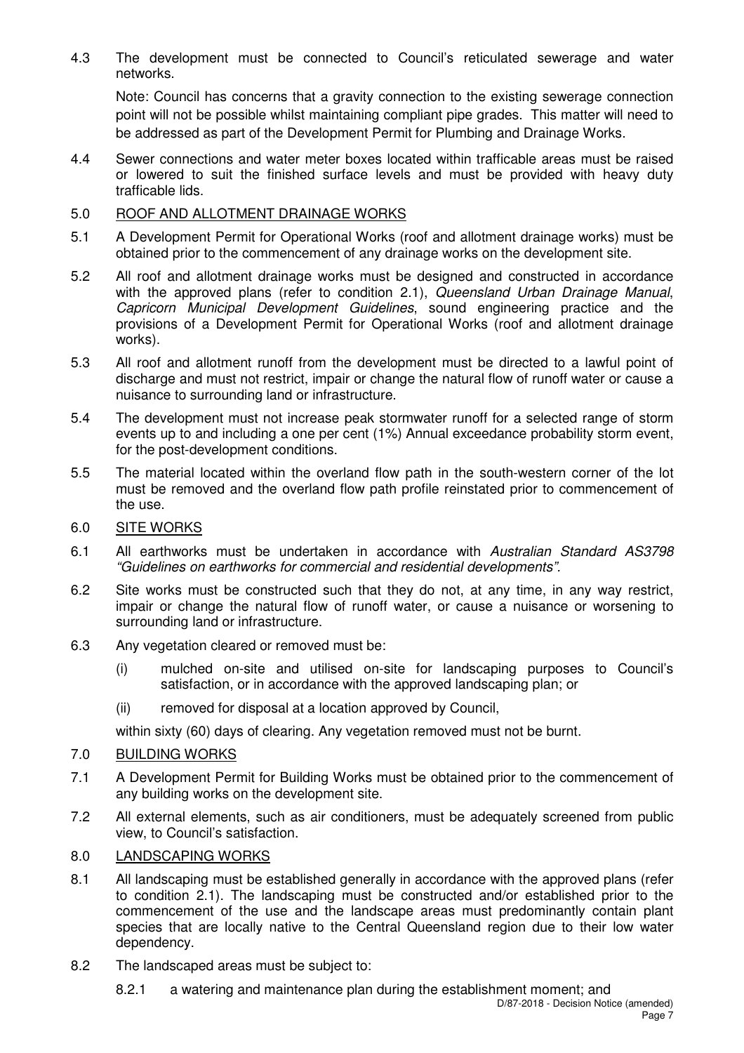4.3 The development must be connected to Council's reticulated sewerage and water networks.

Note: Council has concerns that a gravity connection to the existing sewerage connection point will not be possible whilst maintaining compliant pipe grades. This matter will need to be addressed as part of the Development Permit for Plumbing and Drainage Works.

4.4 Sewer connections and water meter boxes located within trafficable areas must be raised or lowered to suit the finished surface levels and must be provided with heavy duty trafficable lids.

5.0 <u>ROOF AND ALLOTMENT DRAINAGE WORKS</u>

5.1 A Development Permit for Operational Works (roof and allotment drainage works) must be obtained prior to the commencement of any drainage works on the development site.

5.2 All roof and allotment drainage works must be designed and constructed in accordance with the approved plans (refer to condition 2.1), *Queensland Urban Drainage Manual*, *Capricorn Municipal Development Guidelines*, sound engineering practice and the provisions of a Development Permit for Operational Works (roof and allotment drainage works).

5.3 All roof and allotment runoff from the development must be directed to a lawful point of discharge and must not restrict, impair or change the natural flow of runoff water or cause a nuisance to surrounding land or infrastructure.

5.4 The development must not increase peak stormwater runoff for a selected range of storm events up to and including a one per cent (1%) Annual exceedance probability storm event, for the post-development conditions.

5.5 The material located within the overland flow path in the south-western corner of the lot must be removed and the overland flow path profile reinstated prior to commencement of the use.

6.0 <u>SITE WORKS</u>

6.1 All earthworks must be undertaken in accordance with *Australian Standard AS3798 "Guidelines on earthworks for commercial and residential developments"*.

6.2 Site works must be constructed such that they do not, at any time, in any way restrict, impair or change the natural flow of runoff water, or cause a nuisance or worsening to surrounding land or infrastructure.

6.3 Any vegetation cleared or removed must be:

(i) mulched on-site and utilised on-site for landscaping purposes to Council's satisfaction, or in accordance with the approved landscaping plan; or

(ii) removed for disposal at a location approved by Council,

within sixty (60) days of clearing. Any vegetation removed must not be burnt.

7.0 <u>BUILDING WORKS</u>

7.1 A Development Permit for Building Works must be obtained prior to the commencement of any building works on the development site.

7.2 All external elements, such as air conditioners, must be adequately screened from public view, to Council's satisfaction.

8.0 <u>LANDSCAPING WORKS</u>

8.1 All landscaping must be established generally in accordance with the approved plans (refer to condition 2.1). The landscaping must be constructed and/or established prior to the commencement of the use and the landscape areas must predominantly contain plant species that are locally native to the Central Queensland region due to their low water dependency.

8.2 The landscaped areas must be subject to:

8.2.1 a watering and maintenance plan during the establishment moment; and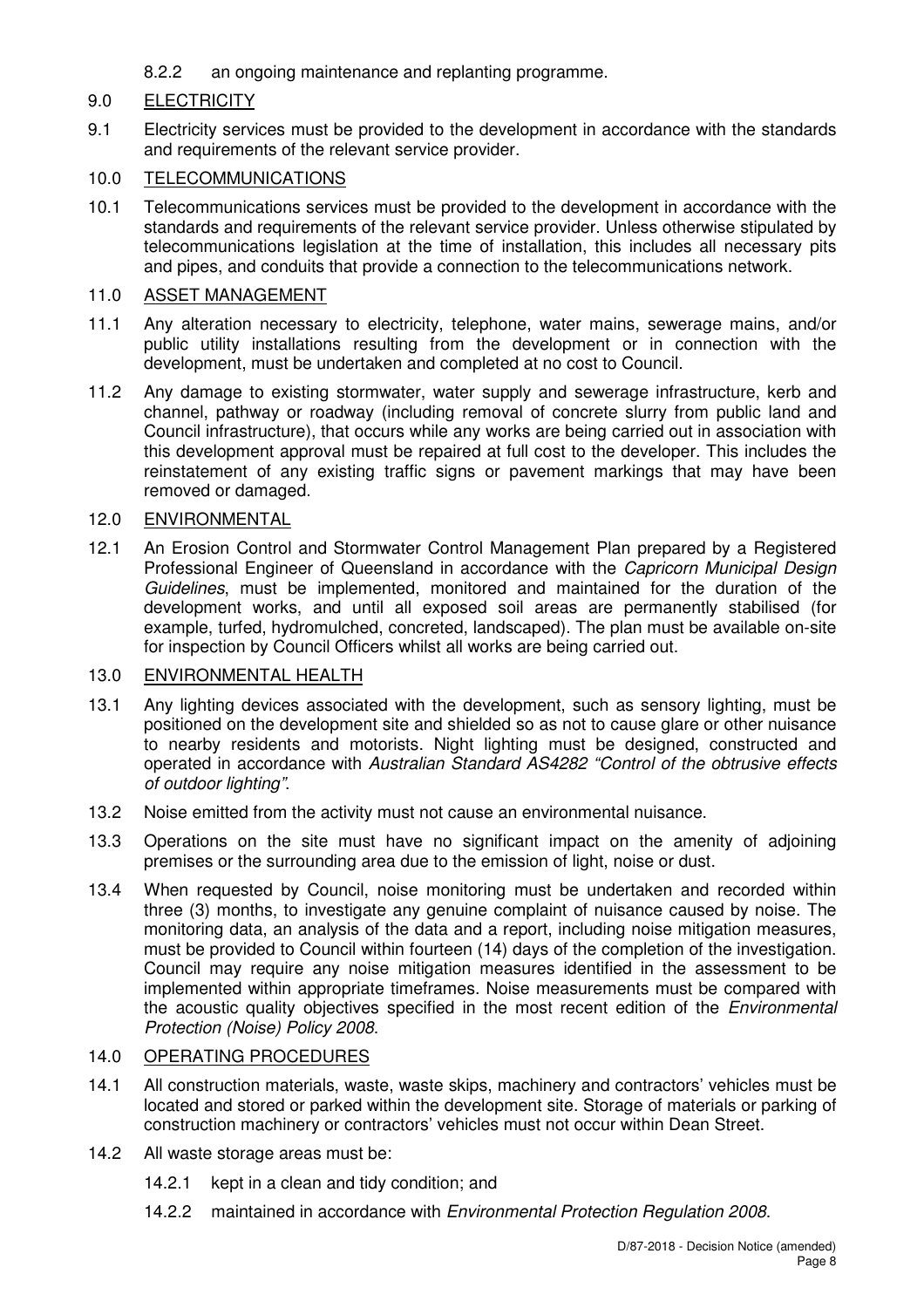8.2.2 an ongoing maintenance and replanting programme.

## 9.0 ELECTRICITY

9.1 Electricity services must be provided to the development in accordance with the standards and requirements of the relevant service provider.

## 10.0 TELECOMMUNICATIONS

10.1 Telecommunications services must be provided to the development in accordance with the standards and requirements of the relevant service provider. Unless otherwise stipulated by telecommunications legislation at the time of installation, this includes all necessary pits and pipes, and conduits that provide a connection to the telecommunications network.

## 11.0 ASSET MANAGEMENT

11.1 Any alteration necessary to electricity, telephone, water mains, sewerage mains, and/or public utility installations resulting from the development or in connection with the development, must be undertaken and completed at no cost to Council.

11.2 Any damage to existing stormwater, water supply and sewerage infrastructure, kerb and channel, pathway or roadway (including removal of concrete slurry from public land and Council infrastructure), that occurs while any works are being carried out in association with this development approval must be repaired at full cost to the developer. This includes the reinstatement of any existing traffic signs or pavement markings that may have been removed or damaged.

## 12.0 ENVIRONMENTAL

12.1 An Erosion Control and Stormwater Control Management Plan prepared by a Registered Professional Engineer of Queensland in accordance with the *Capricorn Municipal Design Guidelines*, must be implemented, monitored and maintained for the duration of the development works, and until all exposed soil areas are permanently stabilised (for example, turfed, hydromulched, concreted, landscaped). The plan must be available on-site for inspection by Council Officers whilst all works are being carried out.

## 13.0 ENVIRONMENTAL HEALTH

13.1 Any lighting devices associated with the development, such as sensory lighting, must be positioned on the development site and shielded so as not to cause glare or other nuisance to nearby residents and motorists. Night lighting must be designed, constructed and operated in accordance with *Australian Standard AS4282 "Control of the obtrusive effects of outdoor lighting"*.

13.2 Noise emitted from the activity must not cause an environmental nuisance.

13.3 Operations on the site must have no significant impact on the amenity of adjoining premises or the surrounding area due to the emission of light, noise or dust.

13.4 When requested by Council, noise monitoring must be undertaken and recorded within three (3) months, to investigate any genuine complaint of nuisance caused by noise. The monitoring data, an analysis of the data and a report, including noise mitigation measures, must be provided to Council within fourteen (14) days of the completion of the investigation. Council may require any noise mitigation measures identified in the assessment to be implemented within appropriate timeframes. Noise measurements must be compared with the acoustic quality objectives specified in the most recent edition of the *Environmental Protection (Noise) Policy 2008*.

## 14.0 OPERATING PROCEDURES

14.1 All construction materials, waste, waste skips, machinery and contractors' vehicles must be located and stored or parked within the development site. Storage of materials or parking of construction machinery or contractors' vehicles must not occur within Dean Street.

14.2 All waste storage areas must be:

14.2.1 kept in a clean and tidy condition; and

14.2.2 maintained in accordance with *Environmental Protection Regulation 2008*.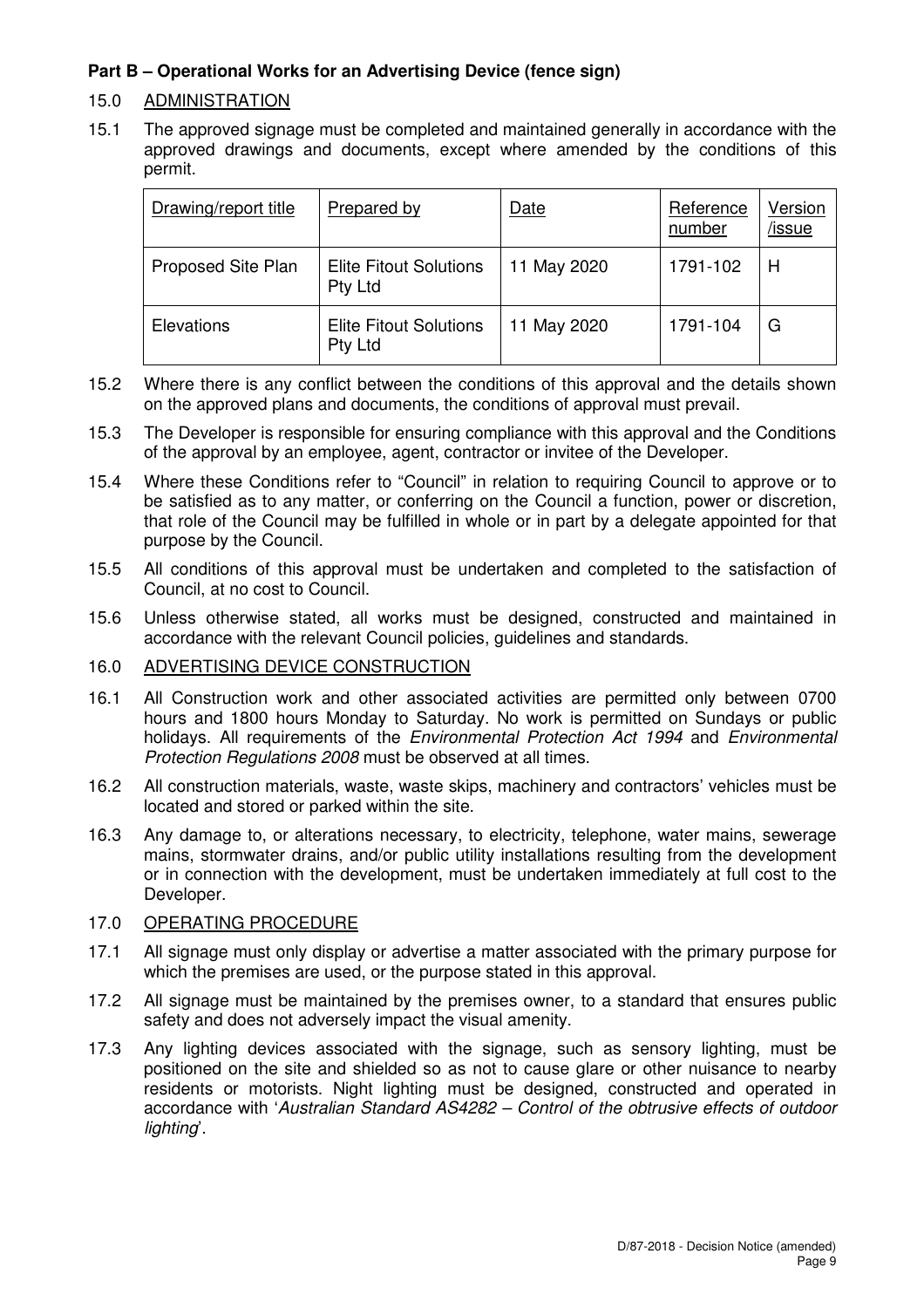**Part B – Operational Works for an Advertising Device (fence sign)**

15.0 ADMINISTRATION

15.1 The approved signage must be completed and maintained generally in accordance with the approved drawings and documents, except where amended by the conditions of this permit.

| Drawing/report title | Prepared by | Date | Reference number | Version /issue |
|---|---|---|---|---|
| Proposed Site Plan | Elite Fitout Solutions Pty Ltd | 11 May 2020 | 1791-102 | H |
| Elevations | Elite Fitout Solutions Pty Ltd | 11 May 2020 | 1791-104 | G |

15.2 Where there is any conflict between the conditions of this approval and the details shown on the approved plans and documents, the conditions of approval must prevail.

15.3 The Developer is responsible for ensuring compliance with this approval and the Conditions of the approval by an employee, agent, contractor or invitee of the Developer.

15.4 Where these Conditions refer to "Council" in relation to requiring Council to approve or to be satisfied as to any matter, or conferring on the Council a function, power or discretion, that role of the Council may be fulfilled in whole or in part by a delegate appointed for that purpose by the Council.

15.5 All conditions of this approval must be undertaken and completed to the satisfaction of Council, at no cost to Council.

15.6 Unless otherwise stated, all works must be designed, constructed and maintained in accordance with the relevant Council policies, guidelines and standards.

16.0 ADVERTISING DEVICE CONSTRUCTION

16.1 All Construction work and other associated activities are permitted only between 0700 hours and 1800 hours Monday to Saturday. No work is permitted on Sundays or public holidays. All requirements of the *Environmental Protection Act 1994* and *Environmental Protection Regulations 2008* must be observed at all times.

16.2 All construction materials, waste, waste skips, machinery and contractors' vehicles must be located and stored or parked within the site.

16.3 Any damage to, or alterations necessary, to electricity, telephone, water mains, sewerage mains, stormwater drains, and/or public utility installations resulting from the development or in connection with the development, must be undertaken immediately at full cost to the Developer.

17.0 OPERATING PROCEDURE

17.1 All signage must only display or advertise a matter associated with the primary purpose for which the premises are used, or the purpose stated in this approval.

17.2 All signage must be maintained by the premises owner, to a standard that ensures public safety and does not adversely impact the visual amenity.

17.3 Any lighting devices associated with the signage, such as sensory lighting, must be positioned on the site and shielded so as not to cause glare or other nuisance to nearby residents or motorists. Night lighting must be designed, constructed and operated in accordance with '*Australian Standard AS4282 – Control of the obtrusive effects of outdoor lighting*'.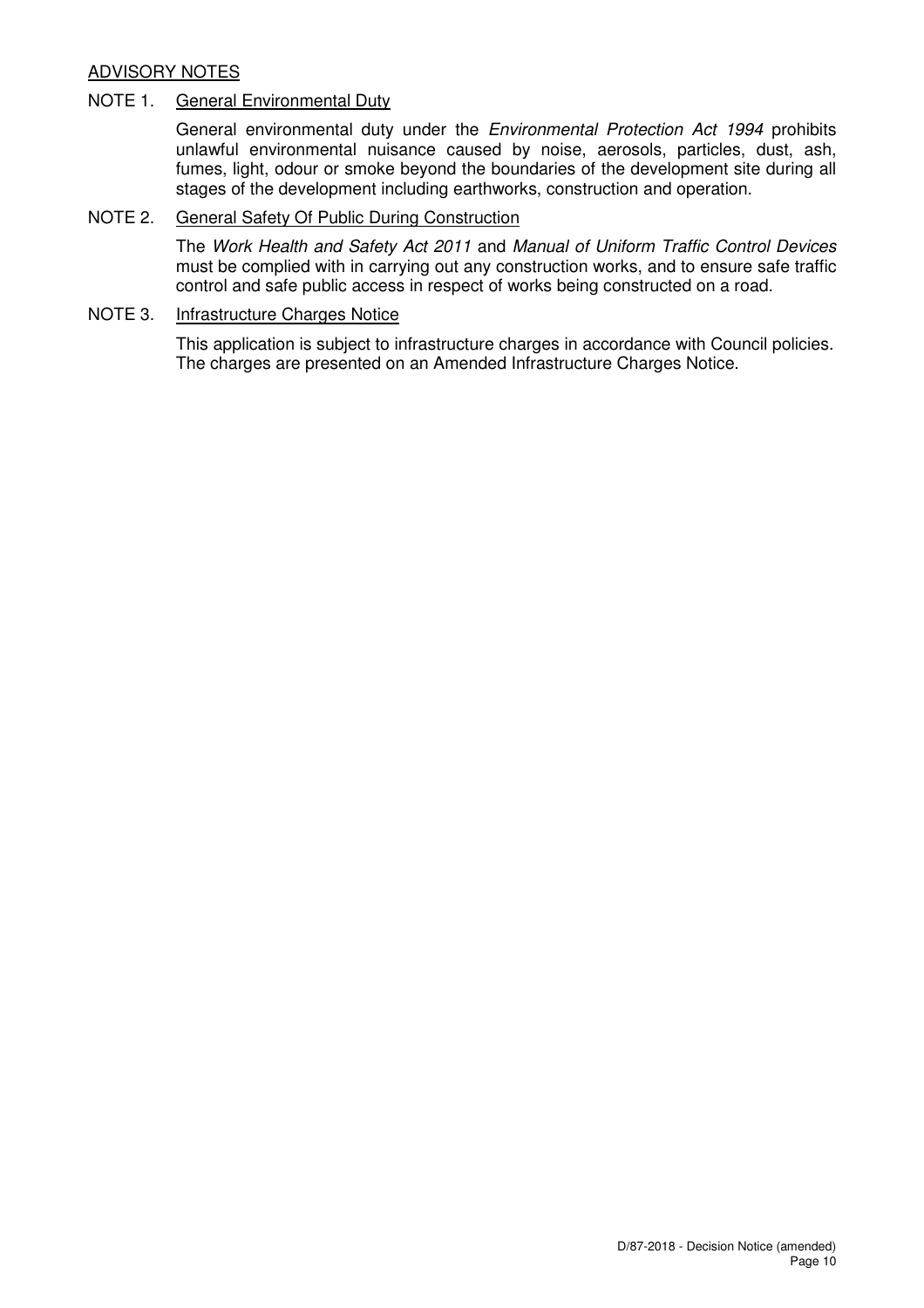## ADVISORY NOTES

NOTE 1. General Environmental Duty

General environmental duty under the *Environmental Protection Act 1994* prohibits unlawful environmental nuisance caused by noise, aerosols, particles, dust, ash, fumes, light, odour or smoke beyond the boundaries of the development site during all stages of the development including earthworks, construction and operation.

NOTE 2. General Safety Of Public During Construction

The *Work Health and Safety Act 2011* and *Manual of Uniform Traffic Control Devices* must be complied with in carrying out any construction works, and to ensure safe traffic control and safe public access in respect of works being constructed on a road.

NOTE 3. Infrastructure Charges Notice

This application is subject to infrastructure charges in accordance with Council policies. The charges are presented on an Amended Infrastructure Charges Notice.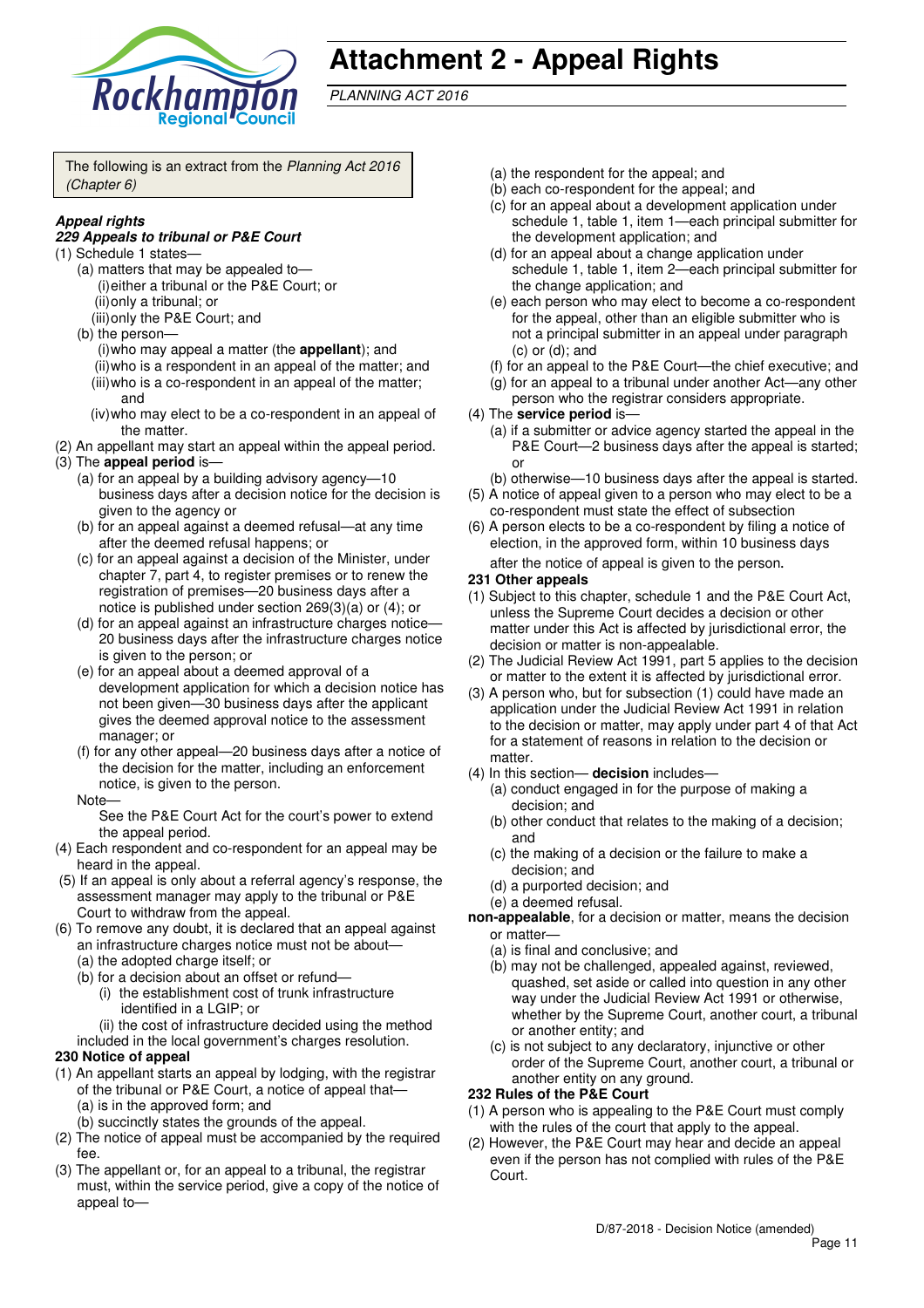# Attachment 2 - Appeal Rights

*PLANNING ACT 2016*

The following is an extract from the *Planning Act 2016 (Chapter 6)*

***Appeal rights***

***229 Appeals to tribunal or P&E Court***

(1) Schedule 1 states—

(a) matters that may be appealed to—

(i) either a tribunal or the P&E Court; or

(ii) only a tribunal; or

(iii) only the P&E Court; and

(b) the person—

(i) who may appeal a matter (the **appellant**); and

(ii) who is a respondent in an appeal of the matter; and

(iii) who is a co-respondent in an appeal of the matter; and

(iv) who may elect to be a co-respondent in an appeal of the matter.

(2) An appellant may start an appeal within the appeal period.

(3) The **appeal period** is—

(a) for an appeal by a building advisory agency—10 business days after a decision notice for the decision is given to the agency or

(b) for an appeal against a deemed refusal—at any time after the deemed refusal happens; or

(c) for an appeal against a decision of the Minister, under chapter 7, part 4, to register premises or to renew the registration of premises—20 business days after a notice is published under section 269(3)(a) or (4); or

(d) for an appeal against an infrastructure charges notice—20 business days after the infrastructure charges notice is given to the person; or

(e) for an appeal about a deemed approval of a development application for which a decision notice has not been given—30 business days after the applicant gives the deemed approval notice to the assessment manager; or

(f) for any other appeal—20 business days after a notice of the decision for the matter, including an enforcement notice, is given to the person.

Note—

See the P&E Court Act for the court's power to extend the appeal period.

(4) Each respondent and co-respondent for an appeal may be heard in the appeal.

(5) If an appeal is only about a referral agency's response, the assessment manager may apply to the tribunal or P&E Court to withdraw from the appeal.

(6) To remove any doubt, it is declared that an appeal against an infrastructure charges notice must not be about—

(a) the adopted charge itself; or

(b) for a decision about an offset or refund—

(i) the establishment cost of trunk infrastructure identified in a LGIP; or

(ii) the cost of infrastructure decided using the method included in the local government's charges resolution.

**230 Notice of appeal**

(1) An appellant starts an appeal by lodging, with the registrar of the tribunal or P&E Court, a notice of appeal that—

(a) is in the approved form; and

(b) succinctly states the grounds of the appeal.

(2) The notice of appeal must be accompanied by the required fee.

(3) The appellant or, for an appeal to a tribunal, the registrar must, within the service period, give a copy of the notice of appeal to—

(a) the respondent for the appeal; and

(b) each co-respondent for the appeal; and

(c) for an appeal about a development application under schedule 1, table 1, item 1—each principal submitter for the development application; and

(d) for an appeal about a change application under schedule 1, table 1, item 2—each principal submitter for the change application; and

(e) each person who may elect to become a co-respondent for the appeal, other than an eligible submitter who is not a principal submitter in an appeal under paragraph (c) or (d); and

(f) for an appeal to the P&E Court—the chief executive; and

(g) for an appeal to a tribunal under another Act—any other person who the registrar considers appropriate.

(4) The **service period** is—

(a) if a submitter or advice agency started the appeal in the P&E Court—2 business days after the appeal is started; or

(b) otherwise—10 business days after the appeal is started.

(5) A notice of appeal given to a person who may elect to be a co-respondent must state the effect of subsection

(6) A person elects to be a co-respondent by filing a notice of election, in the approved form, within 10 business days after the notice of appeal is given to the person.

**231 Other appeals**

(1) Subject to this chapter, schedule 1 and the P&E Court Act, unless the Supreme Court decides a decision or other matter under this Act is affected by jurisdictional error, the decision or matter is non-appealable.

(2) The Judicial Review Act 1991, part 5 applies to the decision or matter to the extent it is affected by jurisdictional error.

(3) A person who, but for subsection (1) could have made an application under the Judicial Review Act 1991 in relation to the decision or matter, may apply under part 4 of that Act for a statement of reasons in relation to the decision or matter.

(4) In this section— **decision** includes—

(a) conduct engaged in for the purpose of making a decision; and

(b) other conduct that relates to the making of a decision; and

(c) the making of a decision or the failure to make a decision; and

(d) a purported decision; and

(e) a deemed refusal.

**non-appealable**, for a decision or matter, means the decision or matter—

(a) is final and conclusive; and

(b) may not be challenged, appealed against, reviewed, quashed, set aside or called into question in any other way under the Judicial Review Act 1991 or otherwise, whether by the Supreme Court, another court, a tribunal or another entity; and

(c) is not subject to any declaratory, injunctive or other order of the Supreme Court, another court, a tribunal or another entity on any ground.

**232 Rules of the P&E Court**

(1) A person who is appealing to the P&E Court must comply with the rules of the court that apply to the appeal.

(2) However, the P&E Court may hear and decide an appeal even if the person has not complied with rules of the P&E Court.

D/87-2018 - Decision Notice (amended)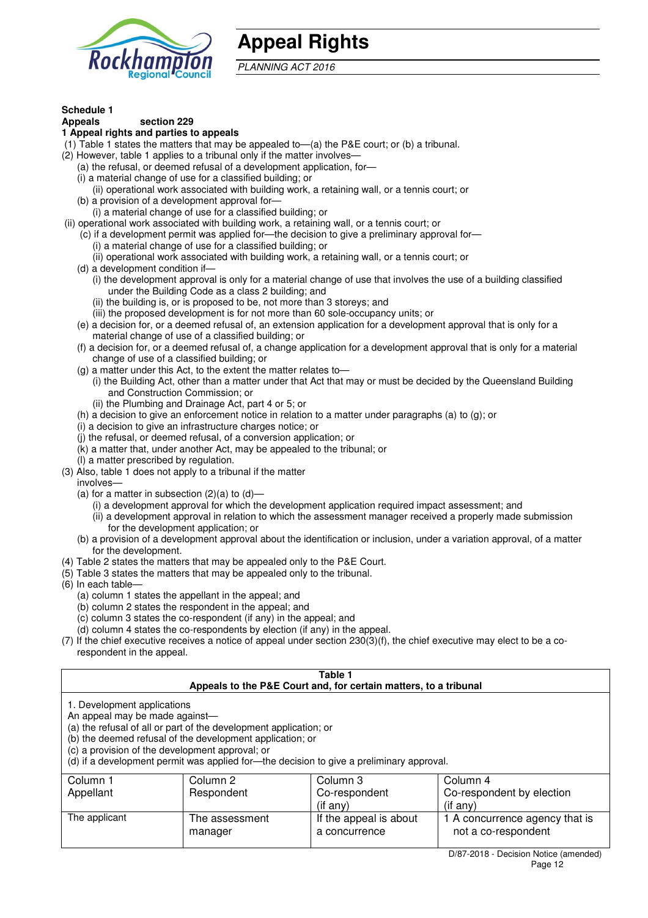# Appeal Rights

*PLANNING ACT 2016*

**Schedule 1**

**Appeals section 229**

**1 Appeal rights and parties to appeals**

(1) Table 1 states the matters that may be appealed to—(a) the P&E court; or (b) a tribunal.

(2) However, table 1 applies to a tribunal only if the matter involves—

- (a) the refusal, or deemed refusal of a development application, for—
  - (i) a material change of use for a classified building; or
  - (ii) operational work associated with building work, a retaining wall, or a tennis court; or
- (b) a provision of a development approval for—
  - (i) a material change of use for a classified building; or
  - (ii) operational work associated with building work, a retaining wall, or a tennis court; or
- (c) if a development permit was applied for—the decision to give a preliminary approval for—
  - (i) a material change of use for a classified building; or
  - (ii) operational work associated with building work, a retaining wall, or a tennis court; or
- (d) a development condition if—
  - (i) the development approval is only for a material change of use that involves the use of a building classified under the Building Code as a class 2 building; and
  - (ii) the building is, or is proposed to be, not more than 3 storeys; and
  - (iii) the proposed development is for not more than 60 sole-occupancy units; or
- (e) a decision for, or a deemed refusal of, an extension application for a development approval that is only for a material change of use of a classified building; or
- (f) a decision for, or a deemed refusal of, a change application for a development approval that is only for a material change of use of a classified building; or
- (g) a matter under this Act, to the extent the matter relates to—
  - (i) the Building Act, other than a matter under that Act that may or must be decided by the Queensland Building and Construction Commission; or
  - (ii) the Plumbing and Drainage Act, part 4 or 5; or
- (h) a decision to give an enforcement notice in relation to a matter under paragraphs (a) to (g); or
- (i) a decision to give an infrastructure charges notice; or
- (j) the refusal, or deemed refusal, of a conversion application; or
- (k) a matter that, under another Act, may be appealed to the tribunal; or
- (l) a matter prescribed by regulation.

(3) Also, table 1 does not apply to a tribunal if the matter involves—

- (a) for a matter in subsection (2)(a) to (d)—
  - (i) a development approval for which the development application required impact assessment; and
  - (ii) a development approval in relation to which the assessment manager received a properly made submission for the development application; or
- (b) a provision of a development approval about the identification or inclusion, under a variation approval, of a matter for the development.

(4) Table 2 states the matters that may be appealed only to the P&E Court.

(5) Table 3 states the matters that may be appealed only to the tribunal.

(6) In each table—

- (a) column 1 states the appellant in the appeal; and
- (b) column 2 states the respondent in the appeal; and
- (c) column 3 states the co-respondent (if any) in the appeal; and
- (d) column 4 states the co-respondents by election (if any) in the appeal.

(7) If the chief executive receives a notice of appeal under section 230(3)(f), the chief executive may elect to be a co-respondent in the appeal.

**Table 1**
**Appeals to the P&E Court and, for certain matters, to a tribunal**

1. Development applications
An appeal may be made against—
(a) the refusal of all or part of the development application; or
(b) the deemed refusal of the development application; or
(c) a provision of the development approval; or
(d) if a development permit was applied for—the decision to give a preliminary approval.

| Column 1<br>Appellant | Column 2<br>Respondent | Column 3<br>Co-respondent<br>(if any) | Column 4<br>Co-respondent by election<br>(if any) |
|---|---|---|---|
| The applicant | The assessment manager | If the appeal is about a concurrence | 1 A concurrence agency that is not a co-respondent |

D/87-2018 - Decision Notice (amended)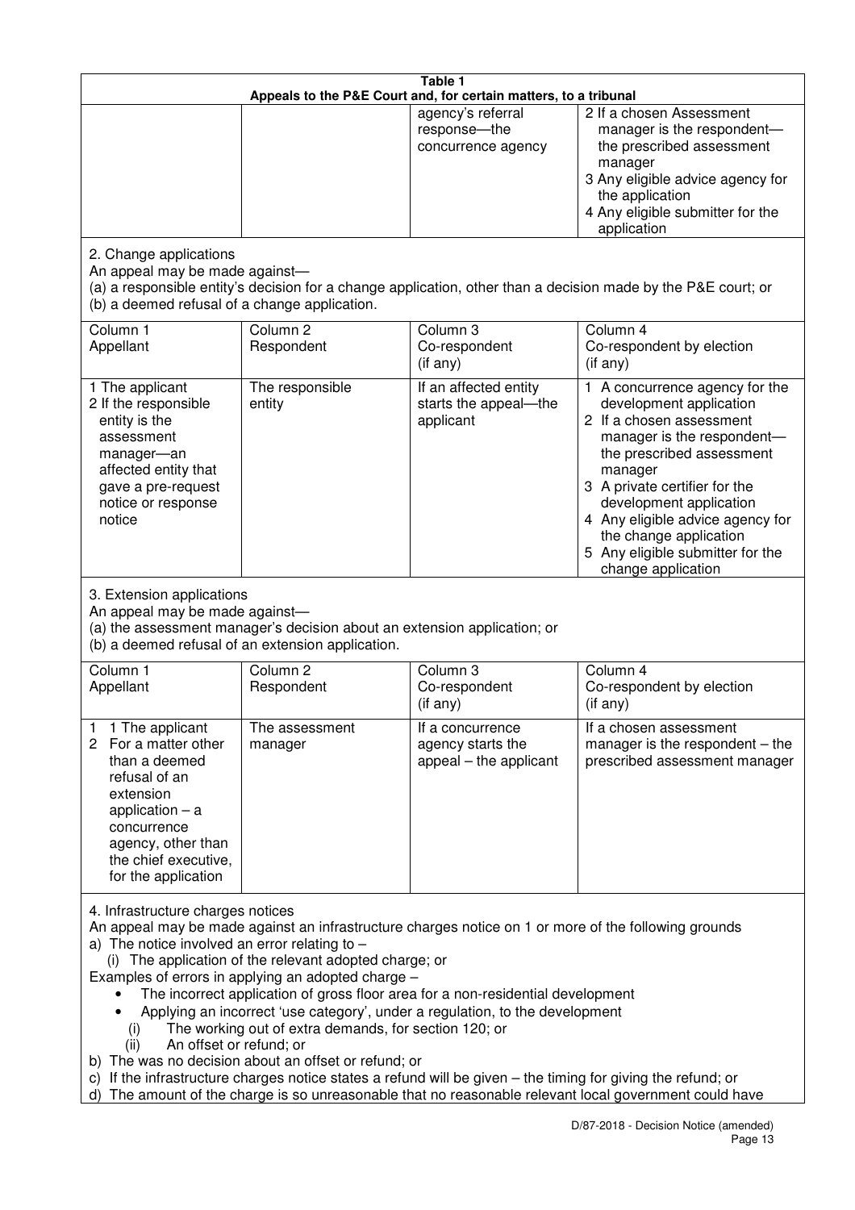| Table 1 | | | |
|---|---|---|---|
| Appeals to the P&E Court and, for certain matters, to a tribunal | | | |
| | | agency's referral response—the concurrence agency | 2 If a chosen Assessment manager is the respondent—the prescribed assessment manager<br>3 Any eligible advice agency for the application<br>4 Any eligible submitter for the application |

2. Change applications

An appeal may be made against—

(a) a responsible entity's decision for a change application, other than a decision made by the P&E court; or

(b) a deemed refusal of a change application.

| Column 1<br>Appellant | Column 2<br>Respondent | Column 3<br>Co-respondent<br>(if any) | Column 4<br>Co-respondent by election<br>(if any) |
|---|---|---|---|
| 1 The applicant<br>2 If the responsible entity is the assessment manager—an affected entity that gave a pre-request notice or response notice | The responsible entity | If an affected entity starts the appeal—the applicant | 1 A concurrence agency for the development application<br>2 If a chosen assessment manager is the respondent—the prescribed assessment manager<br>3 A private certifier for the development application<br>4 Any eligible advice agency for the change application<br>5 Any eligible submitter for the change application |

3. Extension applications

An appeal may be made against—

(a) the assessment manager's decision about an extension application; or

(b) a deemed refusal of an extension application.

| Column 1<br>Appellant | Column 2<br>Respondent | Column 3<br>Co-respondent<br>(if any) | Column 4<br>Co-respondent by election<br>(if any) |
|---|---|---|---|
| 1 The applicant<br>2 For a matter other than a deemed refusal of an extension application – a concurrence agency, other than the chief executive, for the application | The assessment manager | If a concurrence agency starts the appeal – the applicant | If a chosen assessment manager is the respondent – the prescribed assessment manager |

4. Infrastructure charges notices

An appeal may be made against an infrastructure charges notice on 1 or more of the following grounds

a) The notice involved an error relating to –

(i) The application of the relevant adopted charge; or

Examples of errors in applying an adopted charge –

- The incorrect application of gross floor area for a non-residential development
- Applying an incorrect 'use category', under a regulation, to the development

(i) The working out of extra demands, for section 120; or

(ii) An offset or refund; or

b) The was no decision about an offset or refund; or

c) If the infrastructure charges notice states a refund will be given – the timing for giving the refund; or

d) The amount of the charge is so unreasonable that no reasonable relevant local government could have

D/87-2018 - Decision Notice (amended)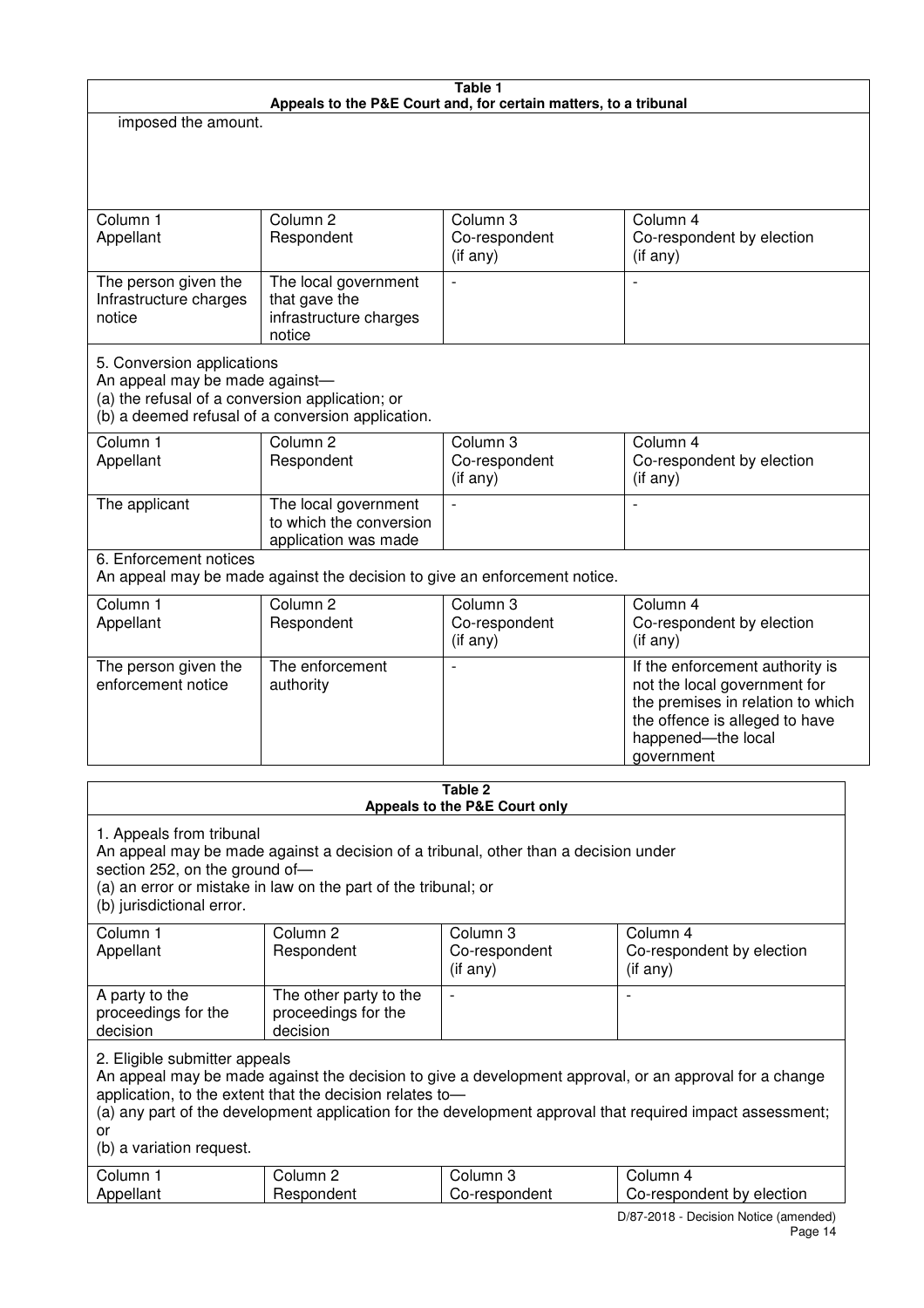| Table 1 | | | |
|---|---|---|---|
| **Appeals to the P&E Court and, for certain matters, to a tribunal** | | | |
| imposed the amount. | | | |
| Column 1<br>Appellant | Column 2<br>Respondent | Column 3<br>Co-respondent<br>(if any) | Column 4<br>Co-respondent by election<br>(if any) |
| The person given the Infrastructure charges notice | The local government that gave the infrastructure charges notice | - | - |
| 5. Conversion applications<br>An appeal may be made against—<br>(a) the refusal of a conversion application; or<br>(b) a deemed refusal of a conversion application. | | | |
| Column 1<br>Appellant | Column 2<br>Respondent | Column 3<br>Co-respondent<br>(if any) | Column 4<br>Co-respondent by election<br>(if any) |
| The applicant | The local government to which the conversion application was made | - | - |
| 6. Enforcement notices<br>An appeal may be made against the decision to give an enforcement notice. | | | |
| Column 1<br>Appellant | Column 2<br>Respondent | Column 3<br>Co-respondent<br>(if any) | Column 4<br>Co-respondent by election<br>(if any) |
| The person given the enforcement notice | The enforcement authority | - | If the enforcement authority is not the local government for the premises in relation to which the offence is alleged to have happened—the local government |

| Table 2 | | | |
|---|---|---|---|
| **Appeals to the P&E Court only** | | | |
| 1. Appeals from tribunal<br>An appeal may be made against a decision of a tribunal, other than a decision under section 252, on the ground of—<br>(a) an error or mistake in law on the part of the tribunal; or<br>(b) jurisdictional error. | | | |
| Column 1<br>Appellant | Column 2<br>Respondent | Column 3<br>Co-respondent<br>(if any) | Column 4<br>Co-respondent by election<br>(if any) |
| A party to the proceedings for the decision | The other party to the proceedings for the decision | - | - |
| 2. Eligible submitter appeals<br>An appeal may be made against the decision to give a development approval, or an approval for a change application, to the extent that the decision relates to—<br>(a) any part of the development application for the development approval that required impact assessment; or<br>(b) a variation request. | | | |
| Column 1<br>Appellant | Column 2<br>Respondent | Column 3<br>Co-respondent | Column 4<br>Co-respondent by election |

D/87-2018 - Decision Notice (amended)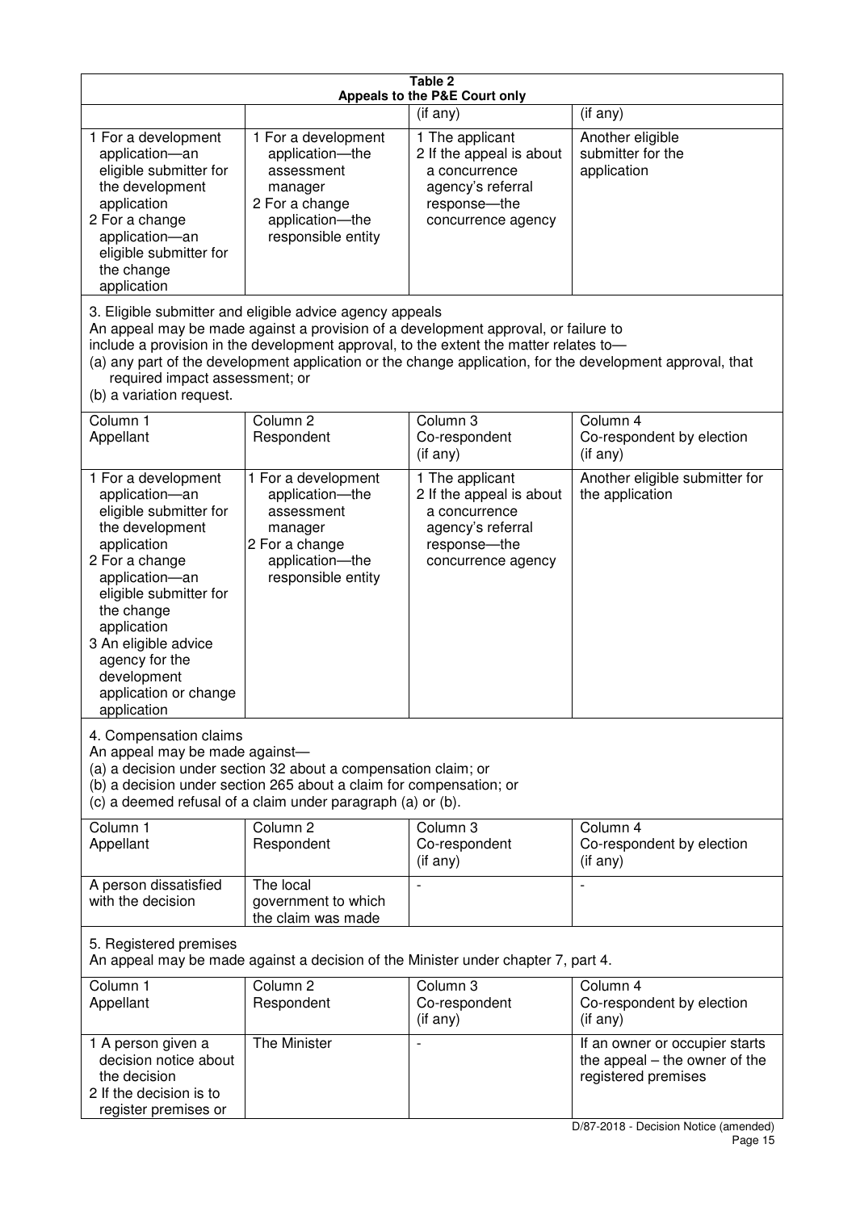| Table 2 Appeals to the P&E Court only | | | |
|---|---|---|---|
| | | (if any) | (if any) |
| 1 For a development application—an eligible submitter for the development application<br>2 For a change application—an eligible submitter for the change application | 1 For a development application—the assessment manager<br>2 For a change application—the responsible entity | 1 The applicant<br>2 If the appeal is about a concurrence agency's referral response—the concurrence agency | Another eligible submitter for the application |

3. Eligible submitter and eligible advice agency appeals

An appeal may be made against a provision of a development approval, or failure to include a provision in the development approval, to the extent the matter relates to—

(a) any part of the development application or the change application, for the development approval, that required impact assessment; or

(b) a variation request.

| Column 1<br>Appellant | Column 2<br>Respondent | Column 3<br>Co-respondent<br>(if any) | Column 4<br>Co-respondent by election<br>(if any) |
|---|---|---|---|
| 1 For a development application—an eligible submitter for the development application<br>2 For a change application—an eligible submitter for the change application<br>3 An eligible advice agency for the development application or change application | 1 For a development application—the assessment manager<br>2 For a change application—the responsible entity | 1 The applicant<br>2 If the appeal is about a concurrence agency's referral response—the concurrence agency | Another eligible submitter for the application |

4. Compensation claims

An appeal may be made against—

(a) a decision under section 32 about a compensation claim; or

(b) a decision under section 265 about a claim for compensation; or

(c) a deemed refusal of a claim under paragraph (a) or (b).

| Column 1<br>Appellant | Column 2<br>Respondent | Column 3<br>Co-respondent<br>(if any) | Column 4<br>Co-respondent by election<br>(if any) |
|---|---|---|---|
| A person dissatisfied with the decision | The local government to which the claim was made | - | - |

5. Registered premises

An appeal may be made against a decision of the Minister under chapter 7, part 4.

| Column 1<br>Appellant | Column 2<br>Respondent | Column 3<br>Co-respondent<br>(if any) | Column 4<br>Co-respondent by election<br>(if any) |
|---|---|---|---|
| 1 A person given a decision notice about the decision<br>2 If the decision is to register premises or | The Minister | - | If an owner or occupier starts the appeal – the owner of the registered premises |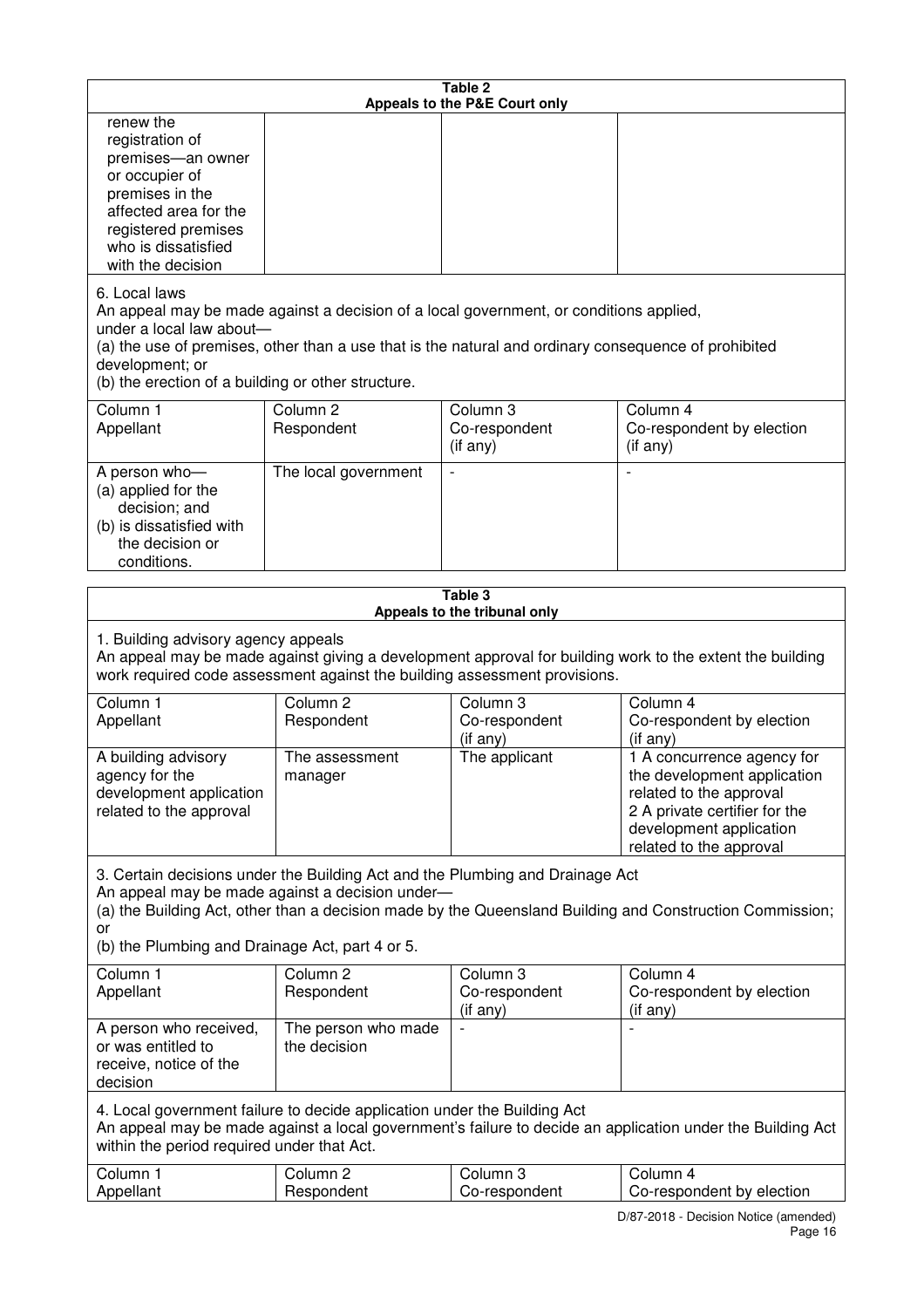**Table 2**
**Appeals to the P&E Court only**

| | | | |
|---|---|---|---|
| renew the registration of premises—an owner or occupier of premises in the affected area for the registered premises who is dissatisfied with the decision | | | |

6. Local laws
An appeal may be made against a decision of a local government, or conditions applied, under a local law about—
(a) the use of premises, other than a use that is the natural and ordinary consequence of prohibited development; or
(b) the erection of a building or other structure.

| Column 1<br>Appellant | Column 2<br>Respondent | Column 3<br>Co-respondent<br>(if any) | Column 4<br>Co-respondent by election<br>(if any) |
|---|---|---|---|
| A person who—<br>(a) applied for the decision; and<br>(b) is dissatisfied with the decision or conditions. | The local government | - | - |

**Table 3**
**Appeals to the tribunal only**

1. Building advisory agency appeals
An appeal may be made against giving a development approval for building work to the extent the building work required code assessment against the building assessment provisions.

| Column 1<br>Appellant | Column 2<br>Respondent | Column 3<br>Co-respondent<br>(if any) | Column 4<br>Co-respondent by election<br>(if any) |
|---|---|---|---|
| A building advisory agency for the development application related to the approval | The assessment manager | The applicant | 1 A concurrence agency for the development application related to the approval<br>2 A private certifier for the development application related to the approval |

3. Certain decisions under the Building Act and the Plumbing and Drainage Act
An appeal may be made against a decision under—
(a) the Building Act, other than a decision made by the Queensland Building and Construction Commission; or
(b) the Plumbing and Drainage Act, part 4 or 5.

| Column 1<br>Appellant | Column 2<br>Respondent | Column 3<br>Co-respondent<br>(if any) | Column 4<br>Co-respondent by election<br>(if any) |
|---|---|---|---|
| A person who received, or was entitled to receive, notice of the decision | The person who made the decision | - | - |

4. Local government failure to decide application under the Building Act
An appeal may be made against a local government's failure to decide an application under the Building Act within the period required under that Act.

| Column 1<br>Appellant | Column 2<br>Respondent | Column 3<br>Co-respondent | Column 4<br>Co-respondent by election |
|---|---|---|---|

D/87-2018 - Decision Notice (amended)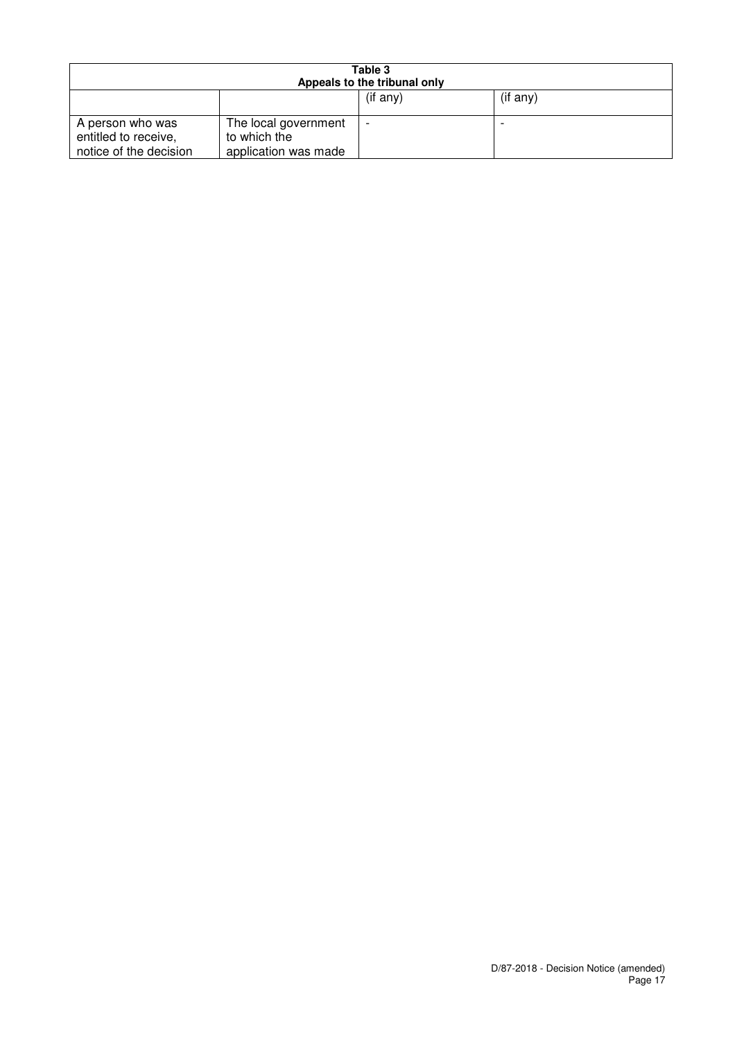| Table 3<br>Appeals to the tribunal only | | | |
|---|---|---|---|
| | | (if any) | (if any) |
| A person who was entitled to receive, notice of the decision | The local government to which the application was made | - | - |